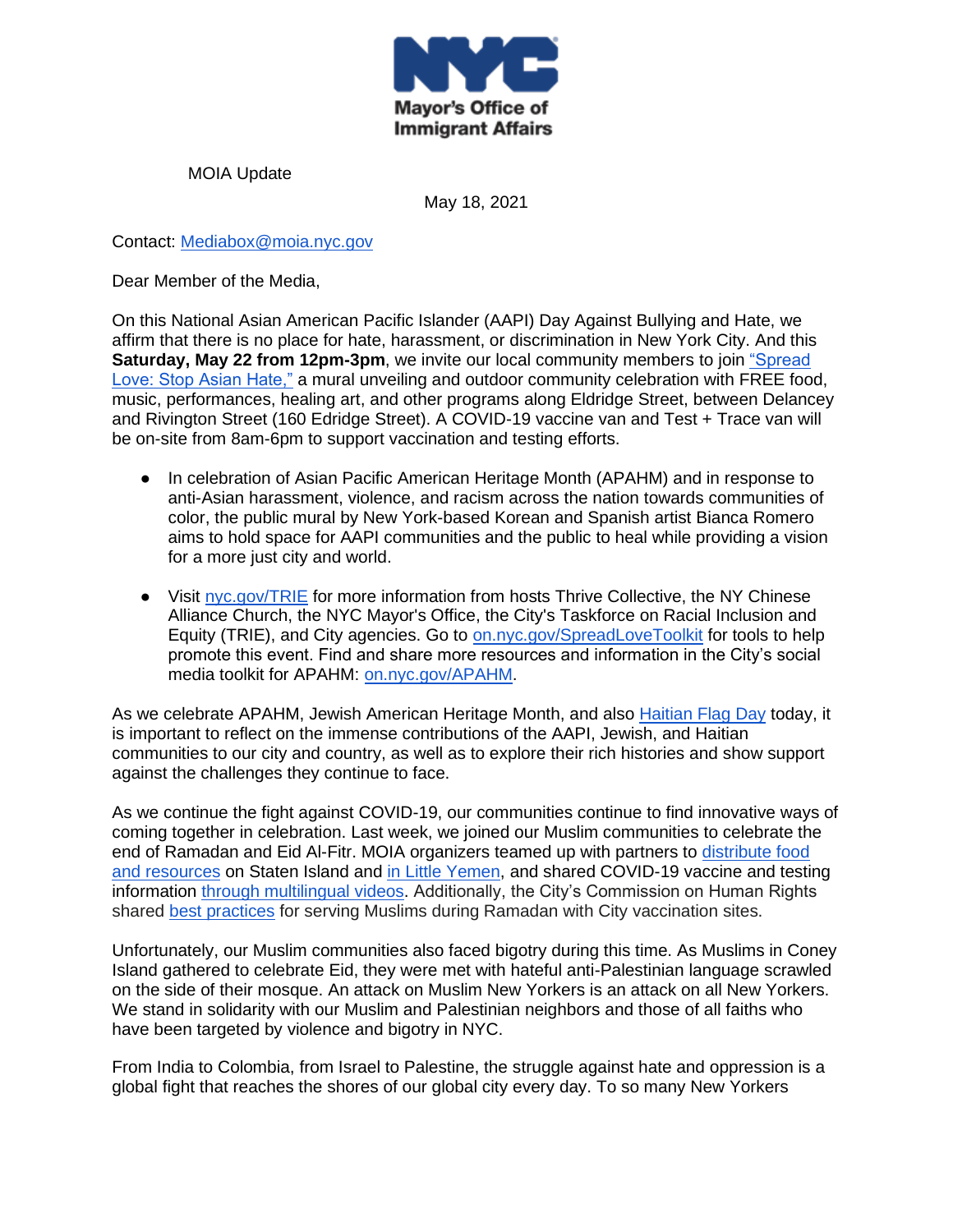Mayor's Office of Immigrant Affairs

MOIA Update

May 18, 2021

Contact: Mediabox@moia.nyc.gov

Dear Member of the Media,

On this National Asian American Pacific Islander (AAPI) Day Against Bullying and Hate, we affirm that there is no place for hate, harassment, or discrimination in New York City. And this **Saturday, May 22 from 12pm-3pm**, we invite our local community members to join "Spread Love: Stop Asian Hate," a mural unveiling and outdoor community celebration with FREE food, music, performances, healing art, and other programs along Eldridge Street, between Delancey and Rivington Street (160 Edridge Street). A COVID-19 vaccine van and Test + Trace van will be on-site from 8am-6pm to support vaccination and testing efforts.

- In celebration of Asian Pacific American Heritage Month (APAHM) and in response to anti-Asian harassment, violence, and racism across the nation towards communities of color, the public mural by New York-based Korean and Spanish artist Bianca Romero aims to hold space for AAPI communities and the public to heal while providing a vision for a more just city and world.
- Visit nyc.gov/TRIE for more information from hosts Thrive Collective, the NY Chinese Alliance Church, the NYC Mayor's Office, the City's Taskforce on Racial Inclusion and Equity (TRIE), and City agencies. Go to on.nyc.gov/SpreadLoveToolkit for tools to help promote this event. Find and share more resources and information in the City's social media toolkit for APAHM: on.nyc.gov/APAHM.

As we celebrate APAHM, Jewish American Heritage Month, and also Haitian Flag Day today, it is important to reflect on the immense contributions of the AAPI, Jewish, and Haitian communities to our city and country, as well as to explore their rich histories and show support against the challenges they continue to face.

As we continue the fight against COVID-19, our communities continue to find innovative ways of coming together in celebration. Last week, we joined our Muslim communities to celebrate the end of Ramadan and Eid Al-Fitr. MOIA organizers teamed up with partners to distribute food and resources on Staten Island and in Little Yemen, and shared COVID-19 vaccine and testing information through multilingual videos. Additionally, the City's Commission on Human Rights shared best practices for serving Muslims during Ramadan with City vaccination sites.

Unfortunately, our Muslim communities also faced bigotry during this time. As Muslims in Coney Island gathered to celebrate Eid, they were met with hateful anti-Palestinian language scrawled on the side of their mosque. An attack on Muslim New Yorkers is an attack on all New Yorkers. We stand in solidarity with our Muslim and Palestinian neighbors and those of all faiths who have been targeted by violence and bigotry in NYC.

From India to Colombia, from Israel to Palestine, the struggle against hate and oppression is a global fight that reaches the shores of our global city every day. To so many New Yorkers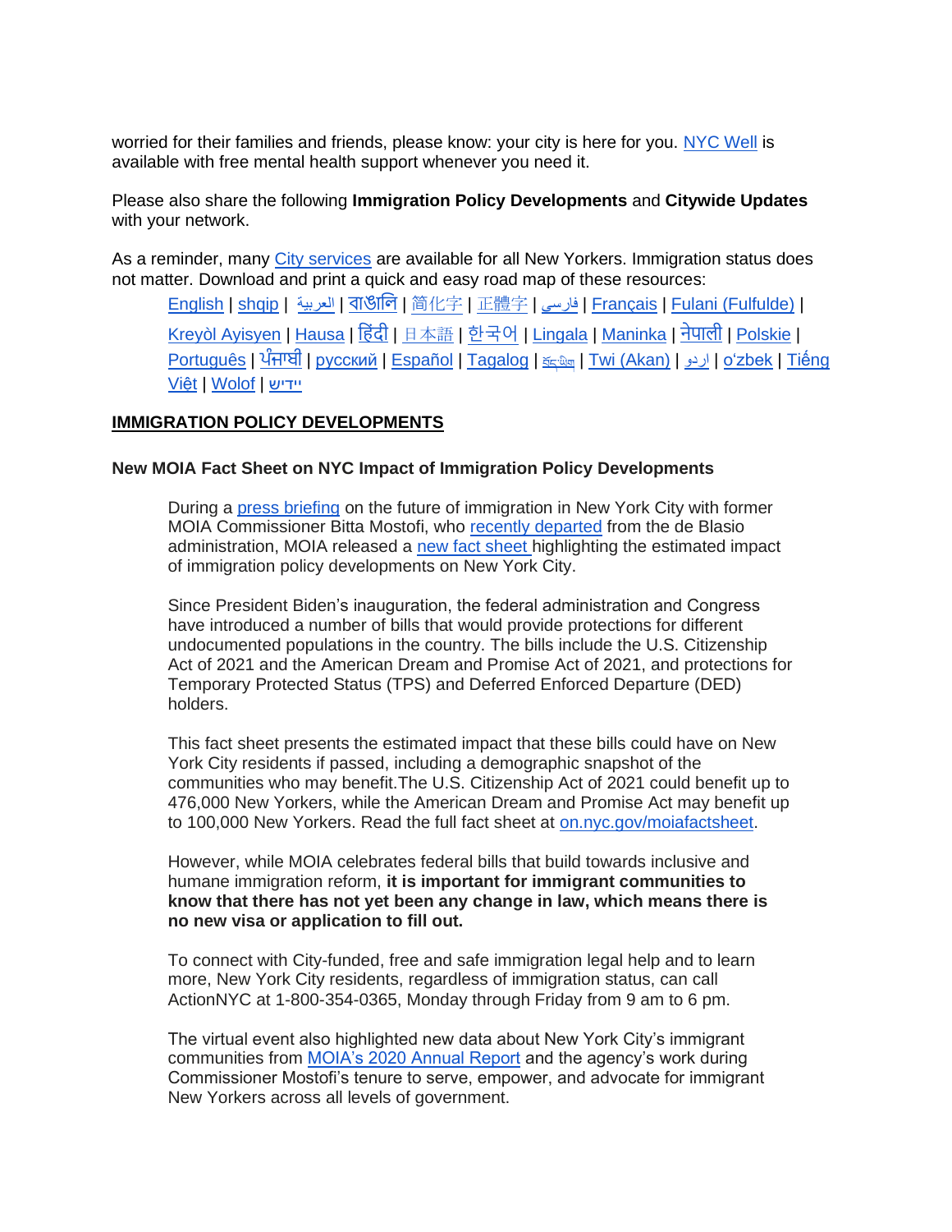worried for their families and friends, please know: your city is here for you. NYC Well is available with free mental health support whenever you need it.

Please also share the following **Immigration Policy Developments** and **Citywide Updates** with your network.

As a reminder, many City services are available for all New Yorkers. Immigration status does not matter. Download and print a quick and easy road map of these resources:

English | shqip | العربية | বাঙালি | 简化字 | 正體字 | فارسی | Français | Fulani (Fulfulde) | Kreyòl Ayisyen | Hausa | हिंदी | 日本語 | 한국어 | Lingala | Maninka | नेपाली | Polskie | Português | ਪੰਜਾਬੀ | русский | Español | Tagalog | བོད་ཡིག | Twi (Akan) | اردو | o'zbek | Tiếng Việt | Wolof | ייִדיש

## IMMIGRATION POLICY DEVELOPMENTS

### New MOIA Fact Sheet on NYC Impact of Immigration Policy Developments

During a press briefing on the future of immigration in New York City with former MOIA Commissioner Bitta Mostofi, who recently departed from the de Blasio administration, MOIA released a new fact sheet highlighting the estimated impact of immigration policy developments on New York City.

Since President Biden's inauguration, the federal administration and Congress have introduced a number of bills that would provide protections for different undocumented populations in the country. The bills include the U.S. Citizenship Act of 2021 and the American Dream and Promise Act of 2021, and protections for Temporary Protected Status (TPS) and Deferred Enforced Departure (DED) holders.

This fact sheet presents the estimated impact that these bills could have on New York City residents if passed, including a demographic snapshot of the communities who may benefit.The U.S. Citizenship Act of 2021 could benefit up to 476,000 New Yorkers, while the American Dream and Promise Act may benefit up to 100,000 New Yorkers. Read the full fact sheet at on.nyc.gov/moiafactsheet.

However, while MOIA celebrates federal bills that build towards inclusive and humane immigration reform, **it is important for immigrant communities to know that there has not yet been any change in law, which means there is no new visa or application to fill out.**

To connect with City-funded, free and safe immigration legal help and to learn more, New York City residents, regardless of immigration status, can call ActionNYC at 1-800-354-0365, Monday through Friday from 9 am to 6 pm.

The virtual event also highlighted new data about New York City's immigrant communities from MOIA's 2020 Annual Report and the agency's work during Commissioner Mostofi's tenure to serve, empower, and advocate for immigrant New Yorkers across all levels of government.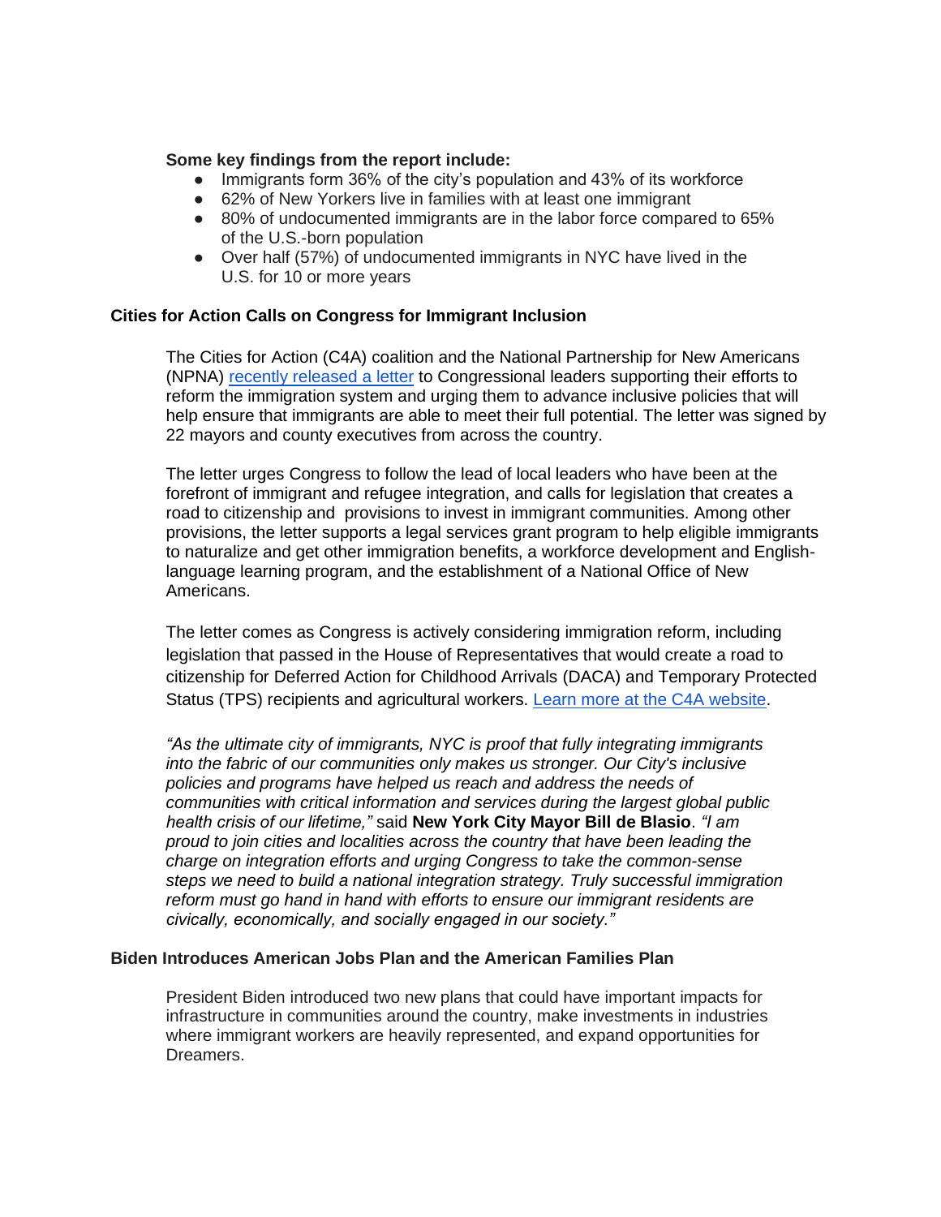**Some key findings from the report include:**

- Immigrants form 36% of the city's population and 43% of its workforce
- 62% of New Yorkers live in families with at least one immigrant
- 80% of undocumented immigrants are in the labor force compared to 65% of the U.S.-born population
- Over half (57%) of undocumented immigrants in NYC have lived in the U.S. for 10 or more years

### Cities for Action Calls on Congress for Immigrant Inclusion

The Cities for Action (C4A) coalition and the National Partnership for New Americans (NPNA) [recently released a letter]() to Congressional leaders supporting their efforts to reform the immigration system and urging them to advance inclusive policies that will help ensure that immigrants are able to meet their full potential. The letter was signed by 22 mayors and county executives from across the country.

The letter urges Congress to follow the lead of local leaders who have been at the forefront of immigrant and refugee integration, and calls for legislation that creates a road to citizenship and provisions to invest in immigrant communities. Among other provisions, the letter supports a legal services grant program to help eligible immigrants to naturalize and get other immigration benefits, a workforce development and English-language learning program, and the establishment of a National Office of New Americans.

The letter comes as Congress is actively considering immigration reform, including legislation that passed in the House of Representatives that would create a road to citizenship for Deferred Action for Childhood Arrivals (DACA) and Temporary Protected Status (TPS) recipients and agricultural workers. [Learn more at the C4A website]().

*"As the ultimate city of immigrants, NYC is proof that fully integrating immigrants into the fabric of our communities only makes us stronger. Our City's inclusive policies and programs have helped us reach and address the needs of communities with critical information and services during the largest global public health crisis of our lifetime,"* said **New York City Mayor Bill de Blasio**. *"I am proud to join cities and localities across the country that have been leading the charge on integration efforts and urging Congress to take the common-sense steps we need to build a national integration strategy. Truly successful immigration reform must go hand in hand with efforts to ensure our immigrant residents are civically, economically, and socially engaged in our society."*

### Biden Introduces American Jobs Plan and the American Families Plan

President Biden introduced two new plans that could have important impacts for infrastructure in communities around the country, make investments in industries where immigrant workers are heavily represented, and expand opportunities for Dreamers.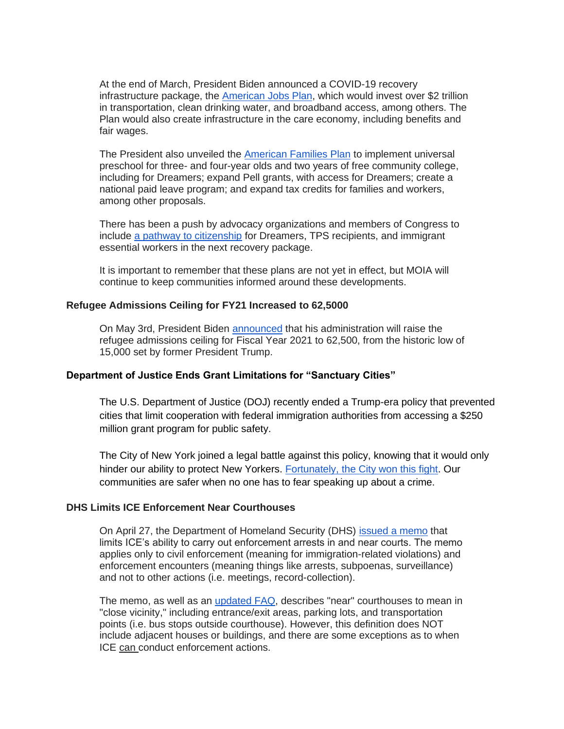At the end of March, President Biden announced a COVID-19 recovery infrastructure package, the American Jobs Plan, which would invest over $2 trillion in transportation, clean drinking water, and broadband access, among others. The Plan would also create infrastructure in the care economy, including benefits and fair wages.

The President also unveiled the American Families Plan to implement universal preschool for three- and four-year olds and two years of free community college, including for Dreamers; expand Pell grants, with access for Dreamers; create a national paid leave program; and expand tax credits for families and workers, among other proposals.

There has been a push by advocacy organizations and members of Congress to include a pathway to citizenship for Dreamers, TPS recipients, and immigrant essential workers in the next recovery package.

It is important to remember that these plans are not yet in effect, but MOIA will continue to keep communities informed around these developments.

**Refugee Admissions Ceiling for FY21 Increased to 62,5000**

On May 3rd, President Biden announced that his administration will raise the refugee admissions ceiling for Fiscal Year 2021 to 62,500, from the historic low of 15,000 set by former President Trump.

**Department of Justice Ends Grant Limitations for "Sanctuary Cities"**

The U.S. Department of Justice (DOJ) recently ended a Trump-era policy that prevented cities that limit cooperation with federal immigration authorities from accessing a $250 million grant program for public safety.

The City of New York joined a legal battle against this policy, knowing that it would only hinder our ability to protect New Yorkers. Fortunately, the City won this fight. Our communities are safer when no one has to fear speaking up about a crime.

**DHS Limits ICE Enforcement Near Courthouses**

On April 27, the Department of Homeland Security (DHS) issued a memo that limits ICE's ability to carry out enforcement arrests in and near courts. The memo applies only to civil enforcement (meaning for immigration-related violations) and enforcement encounters (meaning things like arrests, subpoenas, surveillance) and not to other actions (i.e. meetings, record-collection).

The memo, as well as an updated FAQ, describes "near" courthouses to mean in "close vicinity," including entrance/exit areas, parking lots, and transportation points (i.e. bus stops outside courthouse). However, this definition does NOT include adjacent houses or buildings, and there are some exceptions as to when ICE can conduct enforcement actions.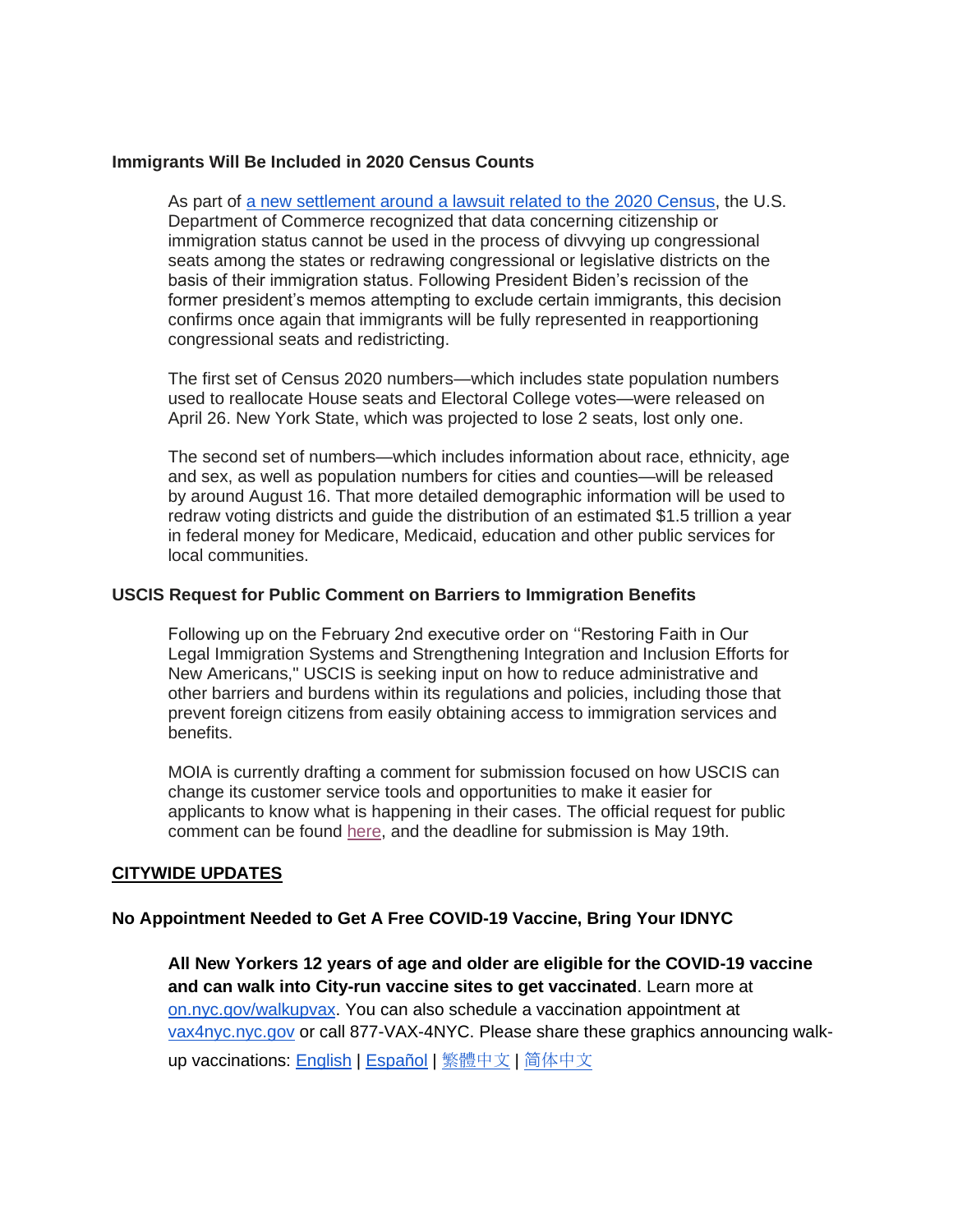**Immigrants Will Be Included in 2020 Census Counts**

As part of a new settlement around a lawsuit related to the 2020 Census, the U.S. Department of Commerce recognized that data concerning citizenship or immigration status cannot be used in the process of divvying up congressional seats among the states or redrawing congressional or legislative districts on the basis of their immigration status. Following President Biden's recission of the former president's memos attempting to exclude certain immigrants, this decision confirms once again that immigrants will be fully represented in reapportioning congressional seats and redistricting.

The first set of Census 2020 numbers—which includes state population numbers used to reallocate House seats and Electoral College votes—were released on April 26. New York State, which was projected to lose 2 seats, lost only one.

The second set of numbers—which includes information about race, ethnicity, age and sex, as well as population numbers for cities and counties—will be released by around August 16. That more detailed demographic information will be used to redraw voting districts and guide the distribution of an estimated $1.5 trillion a year in federal money for Medicare, Medicaid, education and other public services for local communities.

**USCIS Request for Public Comment on Barriers to Immigration Benefits**

Following up on the February 2nd executive order on ''Restoring Faith in Our Legal Immigration Systems and Strengthening Integration and Inclusion Efforts for New Americans," USCIS is seeking input on how to reduce administrative and other barriers and burdens within its regulations and policies, including those that prevent foreign citizens from easily obtaining access to immigration services and benefits.

MOIA is currently drafting a comment for submission focused on how USCIS can change its customer service tools and opportunities to make it easier for applicants to know what is happening in their cases. The official request for public comment can be found here, and the deadline for submission is May 19th.

## CITYWIDE UPDATES

**No Appointment Needed to Get A Free COVID-19 Vaccine, Bring Your IDNYC**

**All New Yorkers 12 years of age and older are eligible for the COVID-19 vaccine and can walk into City-run vaccine sites to get vaccinated**. Learn more at on.nyc.gov/walkupvax. You can also schedule a vaccination appointment at vax4nyc.nyc.gov or call 877-VAX-4NYC. Please share these graphics announcing walk-up vaccinations: English | Español | 繁體中文 | 简体中文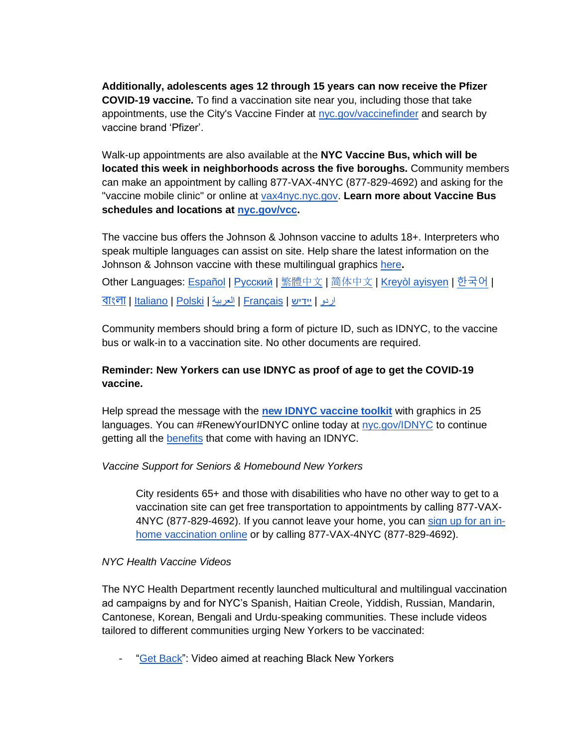**Additionally, adolescents ages 12 through 15 years can now receive the Pfizer COVID-19 vaccine.** To find a vaccination site near you, including those that take appointments, use the City's Vaccine Finder at nyc.gov/vaccinefinder and search by vaccine brand 'Pfizer'.

Walk-up appointments are also available at the **NYC Vaccine Bus, which will be located this week in neighborhoods across the five boroughs.** Community members can make an appointment by calling 877-VAX-4NYC (877-829-4692) and asking for the "vaccine mobile clinic" or online at vax4nyc.nyc.gov. **Learn more about Vaccine Bus schedules and locations at nyc.gov/vcc.**

The vaccine bus offers the Johnson & Johnson vaccine to adults 18+. Interpreters who speak multiple languages can assist on site. Help share the latest information on the Johnson & Johnson vaccine with these multilingual graphics here**.**

Other Languages: Español | Русский | 繁體中文 | 简体中文 | Kreyòl ayisyen | 한국어 | বাংলা | Italiano | Polski | العربية | Français | ייִדיש | اردو

Community members should bring a form of picture ID, such as IDNYC, to the vaccine bus or walk-in to a vaccination site. No other documents are required.

**Reminder: New Yorkers can use IDNYC as proof of age to get the COVID-19 vaccine.**

Help spread the message with the **new IDNYC vaccine toolkit** with graphics in 25 languages. You can #RenewYourIDNYC online today at nyc.gov/IDNYC to continue getting all the benefits that come with having an IDNYC.

*Vaccine Support for Seniors & Homebound New Yorkers*

> City residents 65+ and those with disabilities who have no other way to get to a vaccination site can get free transportation to appointments by calling 877-VAX-4NYC (877-829-4692). If you cannot leave your home, you can sign up for an in-home vaccination online or by calling 877-VAX-4NYC (877-829-4692).

*NYC Health Vaccine Videos*

The NYC Health Department recently launched multicultural and multilingual vaccination ad campaigns by and for NYC's Spanish, Haitian Creole, Yiddish, Russian, Mandarin, Cantonese, Korean, Bengali and Urdu-speaking communities. These include videos tailored to different communities urging New Yorkers to be vaccinated:

- "Get Back": Video aimed at reaching Black New Yorkers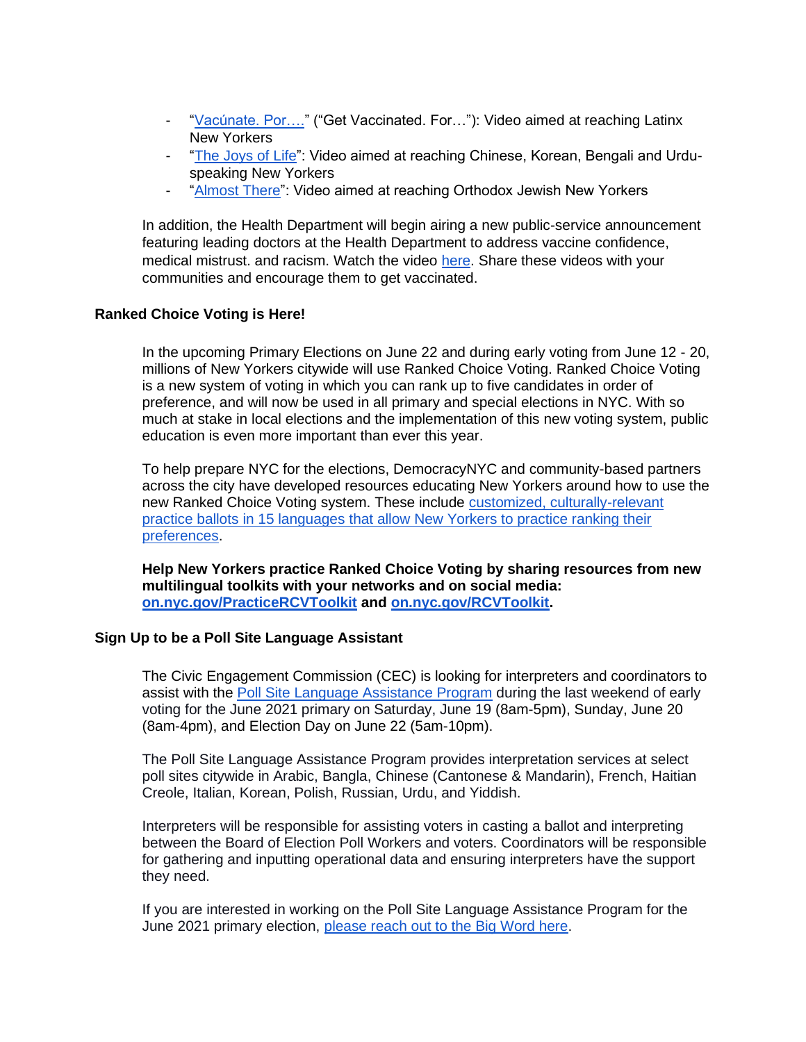- "Vacúnate. Por…." ("Get Vaccinated. For…"): Video aimed at reaching Latinx New Yorkers
- "The Joys of Life": Video aimed at reaching Chinese, Korean, Bengali and Urdu-speaking New Yorkers
- "Almost There": Video aimed at reaching Orthodox Jewish New Yorkers

In addition, the Health Department will begin airing a new public-service announcement featuring leading doctors at the Health Department to address vaccine confidence, medical mistrust. and racism. Watch the video here. Share these videos with your communities and encourage them to get vaccinated.

**Ranked Choice Voting is Here!**

In the upcoming Primary Elections on June 22 and during early voting from June 12 - 20, millions of New Yorkers citywide will use Ranked Choice Voting. Ranked Choice Voting is a new system of voting in which you can rank up to five candidates in order of preference, and will now be used in all primary and special elections in NYC. With so much at stake in local elections and the implementation of this new voting system, public education is even more important than ever this year.

To help prepare NYC for the elections, DemocracyNYC and community-based partners across the city have developed resources educating New Yorkers around how to use the new Ranked Choice Voting system. These include customized, culturally-relevant practice ballots in 15 languages that allow New Yorkers to practice ranking their preferences.

**Help New Yorkers practice Ranked Choice Voting by sharing resources from new multilingual toolkits with your networks and on social media: on.nyc.gov/PracticeRCVToolkit and on.nyc.gov/RCVToolkit.**

**Sign Up to be a Poll Site Language Assistant**

The Civic Engagement Commission (CEC) is looking for interpreters and coordinators to assist with the Poll Site Language Assistance Program during the last weekend of early voting for the June 2021 primary on Saturday, June 19 (8am-5pm), Sunday, June 20 (8am-4pm), and Election Day on June 22 (5am-10pm).

The Poll Site Language Assistance Program provides interpretation services at select poll sites citywide in Arabic, Bangla, Chinese (Cantonese & Mandarin), French, Haitian Creole, Italian, Korean, Polish, Russian, Urdu, and Yiddish.

Interpreters will be responsible for assisting voters in casting a ballot and interpreting between the Board of Election Poll Workers and voters. Coordinators will be responsible for gathering and inputting operational data and ensuring interpreters have the support they need.

If you are interested in working on the Poll Site Language Assistance Program for the June 2021 primary election, please reach out to the Big Word here.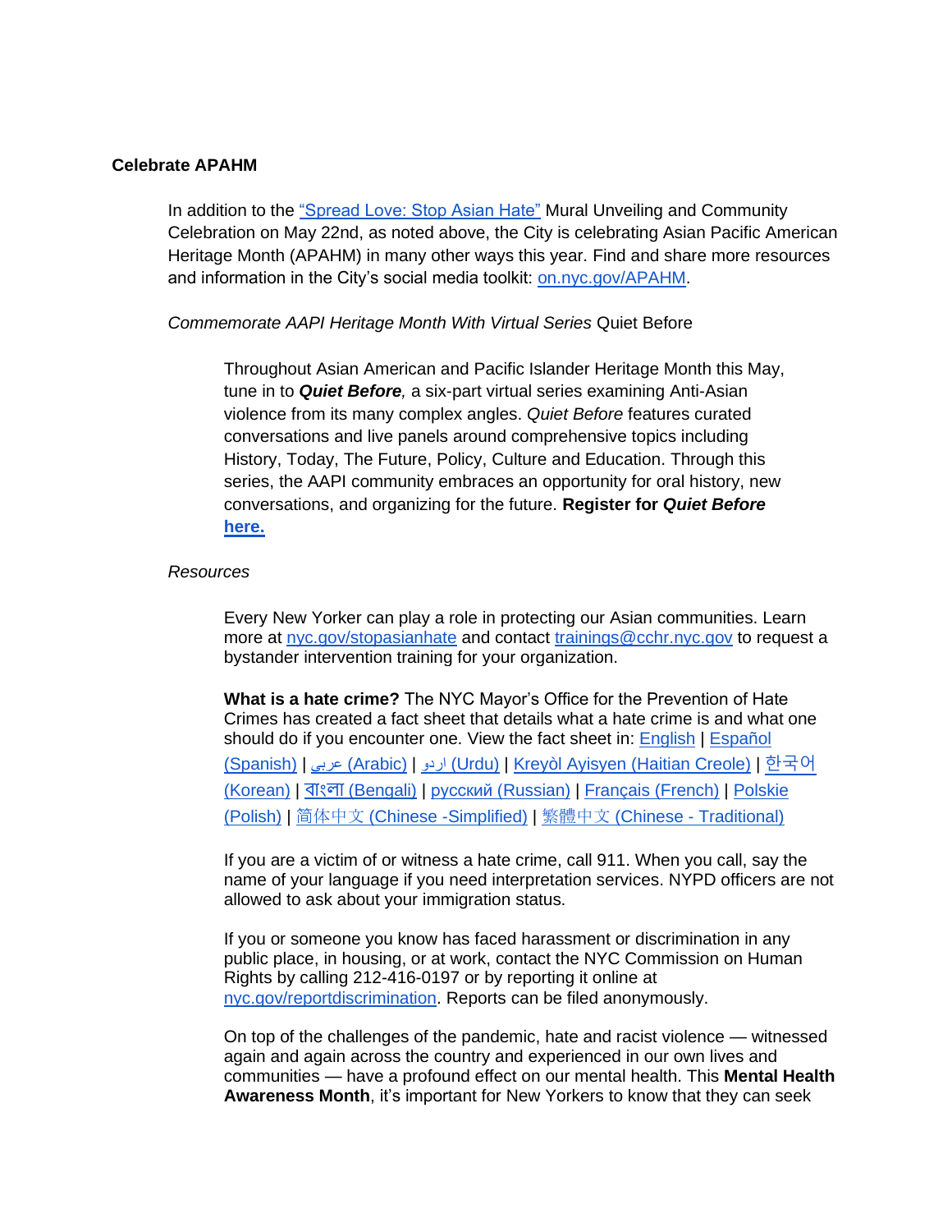**Celebrate APAHM**

In addition to the "Spread Love: Stop Asian Hate" Mural Unveiling and Community Celebration on May 22nd, as noted above, the City is celebrating Asian Pacific American Heritage Month (APAHM) in many other ways this year. Find and share more resources and information in the City's social media toolkit: on.nyc.gov/APAHM.

*Commemorate AAPI Heritage Month With Virtual Series* Quiet Before

Throughout Asian American and Pacific Islander Heritage Month this May, tune in to ***Quiet Before**,* a six-part virtual series examining Anti-Asian violence from its many complex angles. *Quiet Before* features curated conversations and live panels around comprehensive topics including History, Today, The Future, Policy, Culture and Education. Through this series, the AAPI community embraces an opportunity for oral history, new conversations, and organizing for the future. **Register for *Quiet Before* here.**

*Resources*

Every New Yorker can play a role in protecting our Asian communities. Learn more at nyc.gov/stopasianhate and contact trainings@cchr.nyc.gov to request a bystander intervention training for your organization.

**What is a hate crime?** The NYC Mayor's Office for the Prevention of Hate Crimes has created a fact sheet that details what a hate crime is and what one should do if you encounter one. View the fact sheet in: English | Español (Spanish) | عربى (Arabic) | اردو (Urdu) | Kreyòl Ayisyen (Haitian Creole) | 한국어 (Korean) | বাংলা (Bengali) | русский (Russian) | Français (French) | Polskie (Polish) | 简体中文 (Chinese -Simplified) | 繁體中文 (Chinese - Traditional)

If you are a victim of or witness a hate crime, call 911. When you call, say the name of your language if you need interpretation services. NYPD officers are not allowed to ask about your immigration status.

If you or someone you know has faced harassment or discrimination in any public place, in housing, or at work, contact the NYC Commission on Human Rights by calling 212-416-0197 or by reporting it online at nyc.gov/reportdiscrimination. Reports can be filed anonymously.

On top of the challenges of the pandemic, hate and racist violence — witnessed again and again across the country and experienced in our own lives and communities — have a profound effect on our mental health. This **Mental Health Awareness Month**, it's important for New Yorkers to know that they can seek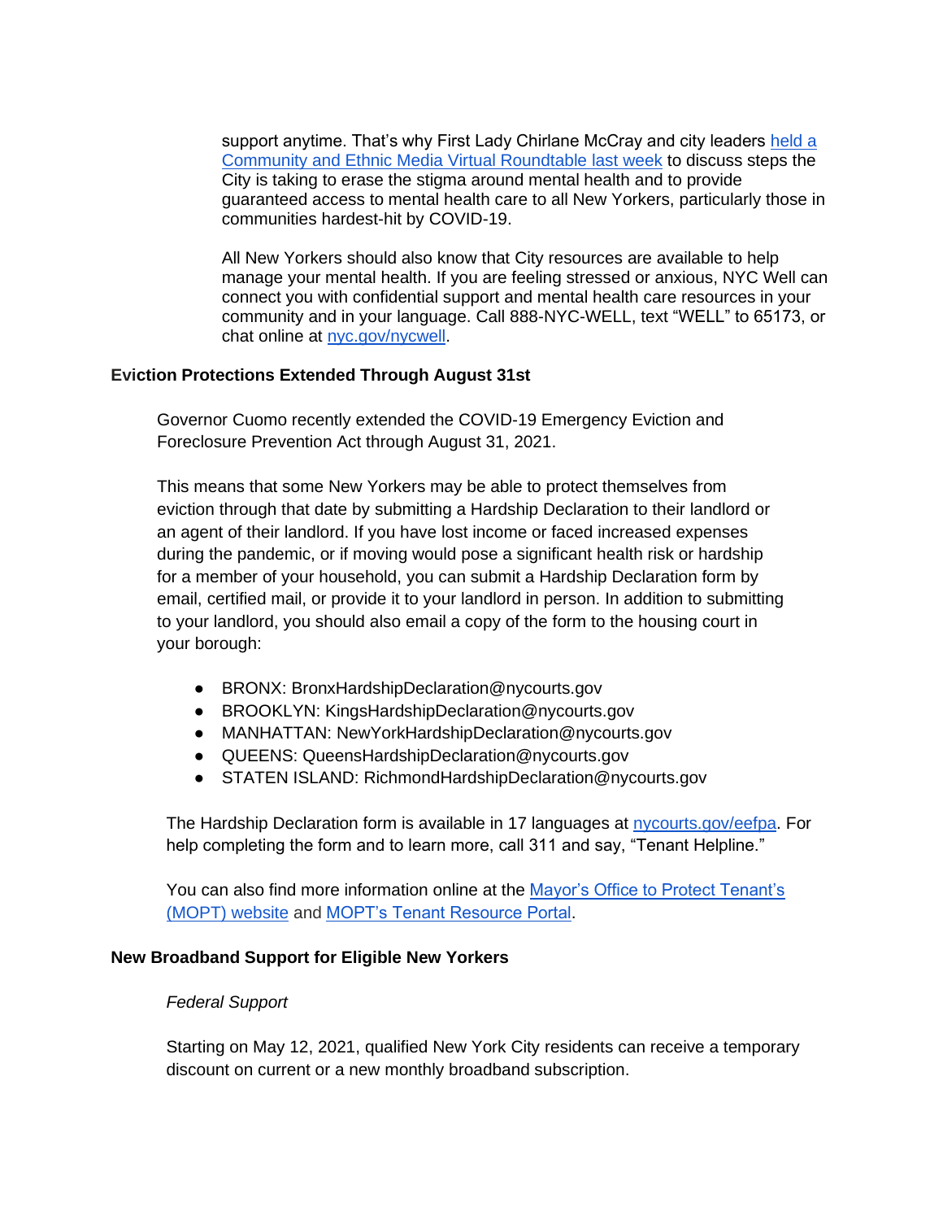support anytime. That's why First Lady Chirlane McCray and city leaders [held a Community and Ethnic Media Virtual Roundtable last week]() to discuss steps the City is taking to erase the stigma around mental health and to provide guaranteed access to mental health care to all New Yorkers, particularly those in communities hardest-hit by COVID-19.

All New Yorkers should also know that City resources are available to help manage your mental health. If you are feeling stressed or anxious, NYC Well can connect you with confidential support and mental health care resources in your community and in your language. Call 888-NYC-WELL, text "WELL" to 65173, or chat online at [nyc.gov/nycwell]().

**Eviction Protections Extended Through August 31st**

Governor Cuomo recently extended the COVID-19 Emergency Eviction and Foreclosure Prevention Act through August 31, 2021.

This means that some New Yorkers may be able to protect themselves from eviction through that date by submitting a Hardship Declaration to their landlord or an agent of their landlord. If you have lost income or faced increased expenses during the pandemic, or if moving would pose a significant health risk or hardship for a member of your household, you can submit a Hardship Declaration form by email, certified mail, or provide it to your landlord in person. In addition to submitting to your landlord, you should also email a copy of the form to the housing court in your borough:

- BRONX: BronxHardshipDeclaration@nycourts.gov
- BROOKLYN: KingsHardshipDeclaration@nycourts.gov
- MANHATTAN: NewYorkHardshipDeclaration@nycourts.gov
- QUEENS: QueensHardshipDeclaration@nycourts.gov
- STATEN ISLAND: RichmondHardshipDeclaration@nycourts.gov

The Hardship Declaration form is available in 17 languages at [nycourts.gov/eefpa](). For help completing the form and to learn more, call 311 and say, "Tenant Helpline."

You can also find more information online at the [Mayor's Office to Protect Tenant's (MOPT) website]() and [MOPT's Tenant Resource Portal]().

**New Broadband Support for Eligible New Yorkers**

*Federal Support*

Starting on May 12, 2021, qualified New York City residents can receive a temporary discount on current or a new monthly broadband subscription.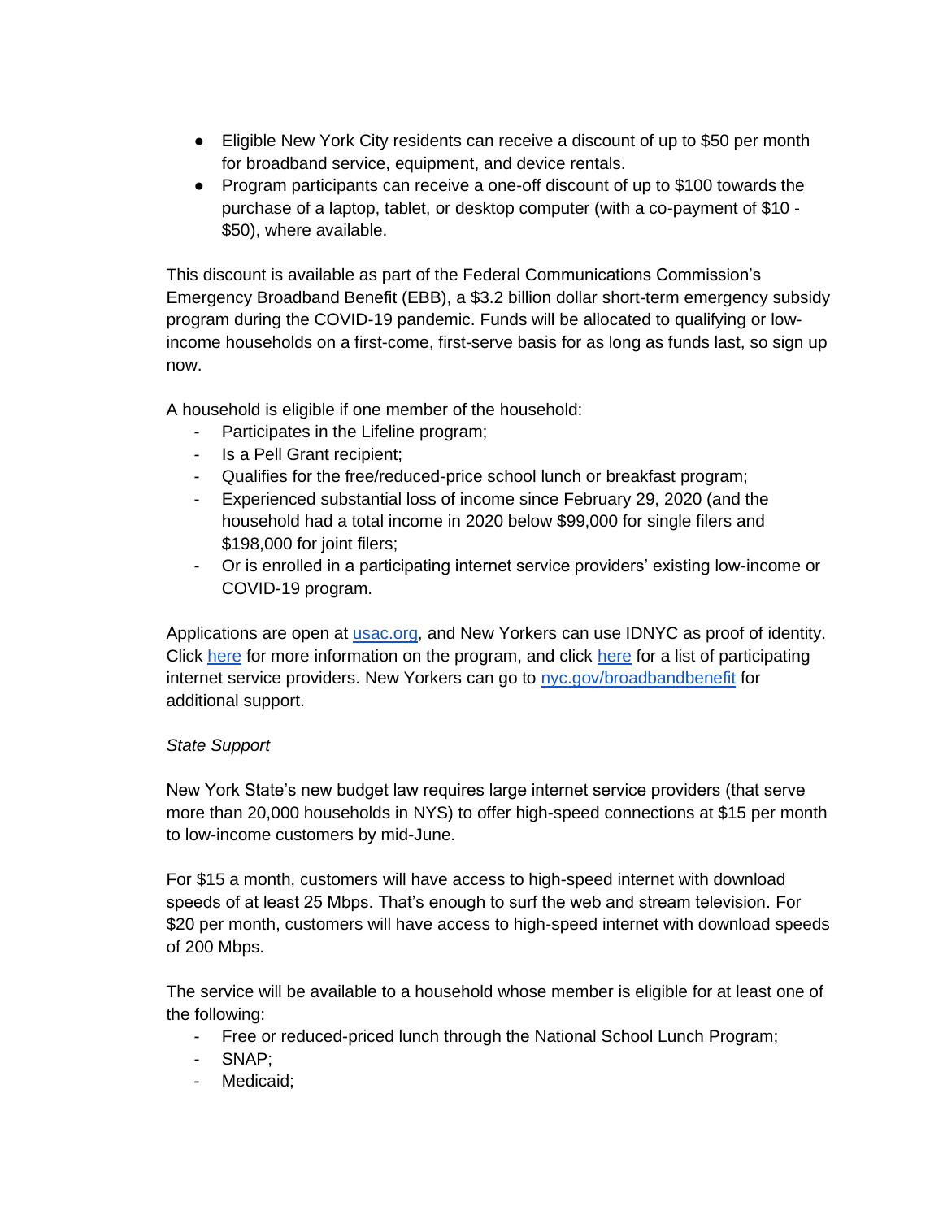- Eligible New York City residents can receive a discount of up to $50 per month for broadband service, equipment, and device rentals.
- Program participants can receive a one-off discount of up to $100 towards the purchase of a laptop, tablet, or desktop computer (with a co-payment of $10 - $50), where available.

This discount is available as part of the Federal Communications Commission's Emergency Broadband Benefit (EBB), a $3.2 billion dollar short-term emergency subsidy program during the COVID-19 pandemic. Funds will be allocated to qualifying or low-income households on a first-come, first-serve basis for as long as funds last, so sign up now.

A household is eligible if one member of the household:

- Participates in the Lifeline program;
- Is a Pell Grant recipient;
- Qualifies for the free/reduced-price school lunch or breakfast program;
- Experienced substantial loss of income since February 29, 2020 (and the household had a total income in 2020 below $99,000 for single filers and $198,000 for joint filers;
- Or is enrolled in a participating internet service providers' existing low-income or COVID-19 program.

Applications are open at [usac.org](usac.org), and New Yorkers can use IDNYC as proof of identity. Click [here]() for more information on the program, and click [here]() for a list of participating internet service providers. New Yorkers can go to [nyc.gov/broadbandbenefit](nyc.gov/broadbandbenefit) for additional support.

*State Support*

New York State's new budget law requires large internet service providers (that serve more than 20,000 households in NYS) to offer high-speed connections at $15 per month to low-income customers by mid-June.

For $15 a month, customers will have access to high-speed internet with download speeds of at least 25 Mbps. That's enough to surf the web and stream television. For $20 per month, customers will have access to high-speed internet with download speeds of 200 Mbps.

The service will be available to a household whose member is eligible for at least one of the following:

- Free or reduced-priced lunch through the National School Lunch Program;
- SNAP;
- Medicaid;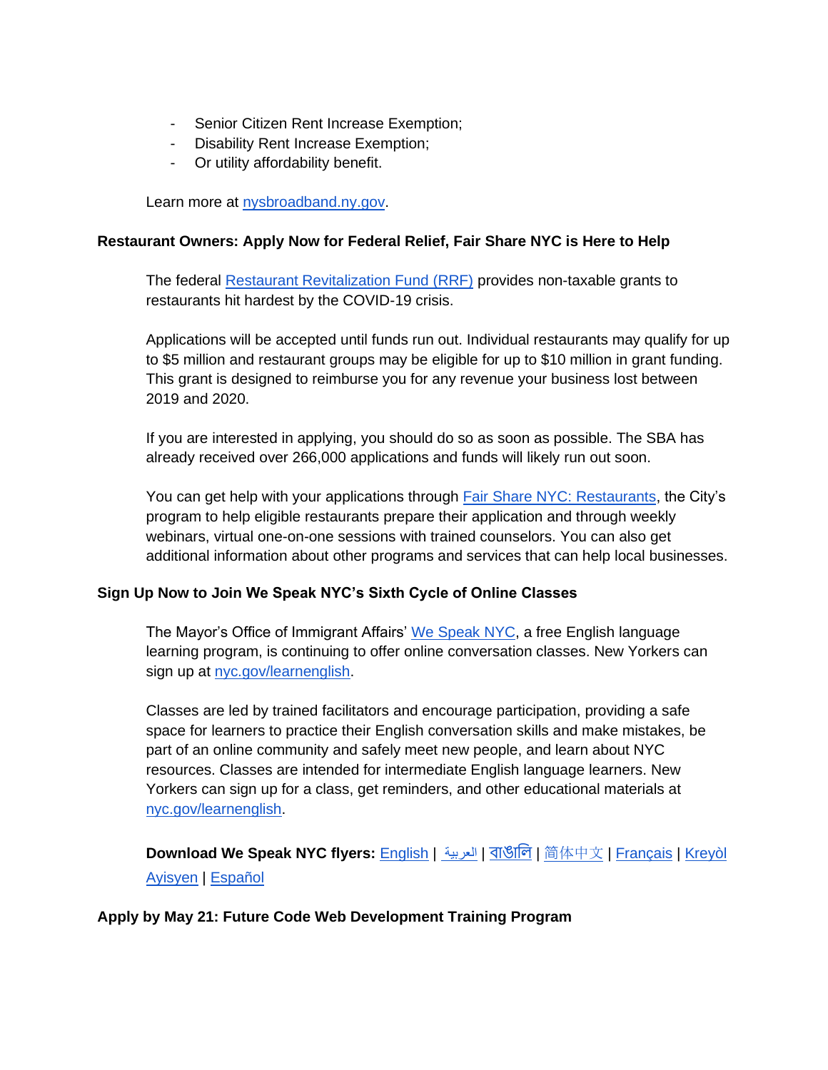- Senior Citizen Rent Increase Exemption;
- Disability Rent Increase Exemption;
- Or utility affordability benefit.

Learn more at nysbroadband.ny.gov.

**Restaurant Owners: Apply Now for Federal Relief, Fair Share NYC is Here to Help**

The federal Restaurant Revitalization Fund (RRF) provides non-taxable grants to restaurants hit hardest by the COVID-19 crisis.

Applications will be accepted until funds run out. Individual restaurants may qualify for up to $5 million and restaurant groups may be eligible for up to $10 million in grant funding. This grant is designed to reimburse you for any revenue your business lost between 2019 and 2020.

If you are interested in applying, you should do so as soon as possible. The SBA has already received over 266,000 applications and funds will likely run out soon.

You can get help with your applications through Fair Share NYC: Restaurants, the City's program to help eligible restaurants prepare their application and through weekly webinars, virtual one-on-one sessions with trained counselors. You can also get additional information about other programs and services that can help local businesses.

**Sign Up Now to Join We Speak NYC's Sixth Cycle of Online Classes**

The Mayor's Office of Immigrant Affairs' We Speak NYC, a free English language learning program, is continuing to offer online conversation classes. New Yorkers can sign up at nyc.gov/learnenglish.

Classes are led by trained facilitators and encourage participation, providing a safe space for learners to practice their English conversation skills and make mistakes, be part of an online community and safely meet new people, and learn about NYC resources. Classes are intended for intermediate English language learners. New Yorkers can sign up for a class, get reminders, and other educational materials at nyc.gov/learnenglish.

**Download We Speak NYC flyers:** English | العربية | বাঙালি | 简体中文 | Français | Kreyòl Ayisyen | Español

**Apply by May 21: Future Code Web Development Training Program**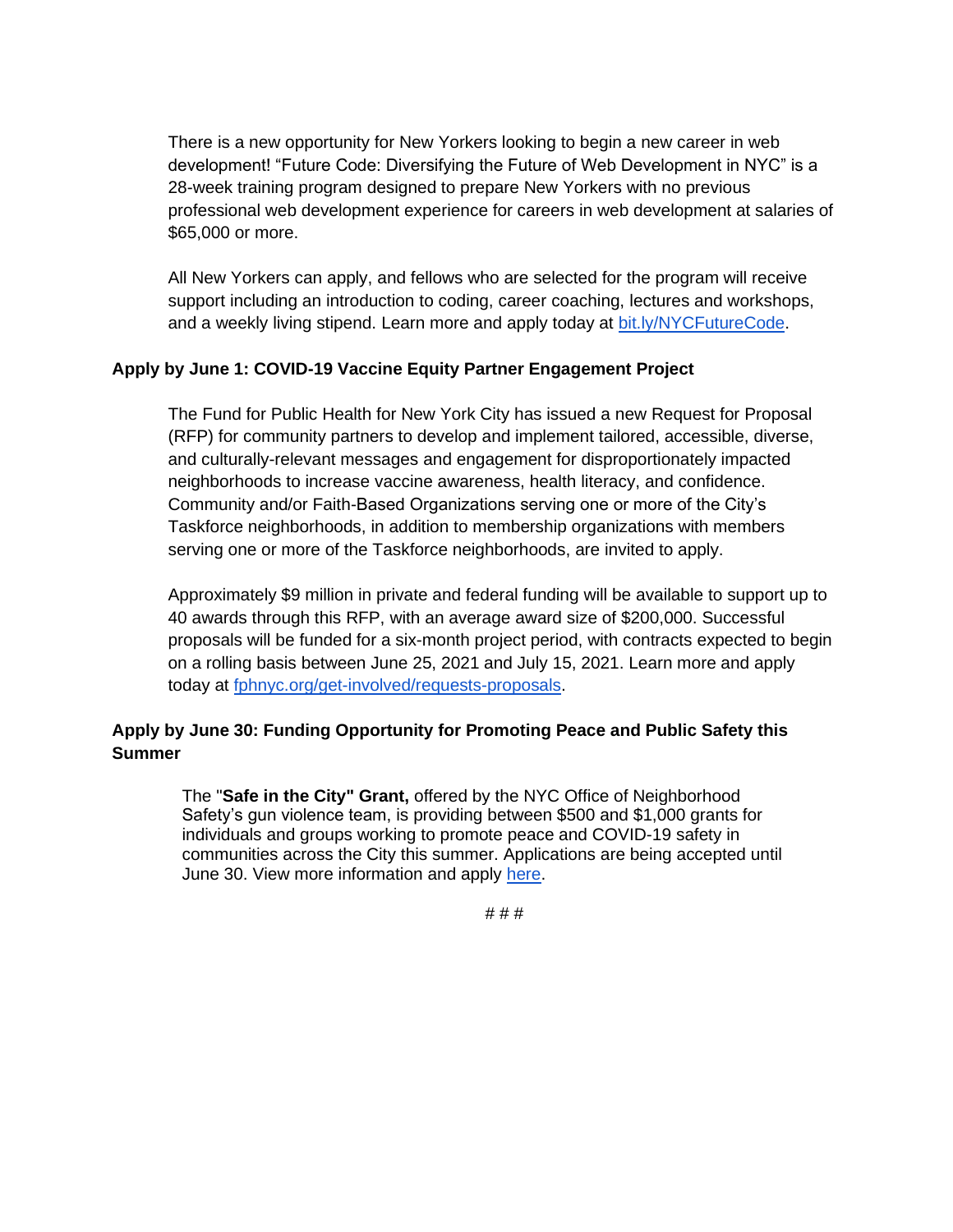There is a new opportunity for New Yorkers looking to begin a new career in web development! “Future Code: Diversifying the Future of Web Development in NYC” is a 28-week training program designed to prepare New Yorkers with no previous professional web development experience for careers in web development at salaries of $65,000 or more.

All New Yorkers can apply, and fellows who are selected for the program will receive support including an introduction to coding, career coaching, lectures and workshops, and a weekly living stipend. Learn more and apply today at bit.ly/NYCFutureCode.

**Apply by June 1: COVID-19 Vaccine Equity Partner Engagement Project**

The Fund for Public Health for New York City has issued a new Request for Proposal (RFP) for community partners to develop and implement tailored, accessible, diverse, and culturally-relevant messages and engagement for disproportionately impacted neighborhoods to increase vaccine awareness, health literacy, and confidence. Community and/or Faith-Based Organizations serving one or more of the City’s Taskforce neighborhoods, in addition to membership organizations with members serving one or more of the Taskforce neighborhoods, are invited to apply.

Approximately $9 million in private and federal funding will be available to support up to 40 awards through this RFP, with an average award size of $200,000. Successful proposals will be funded for a six-month project period, with contracts expected to begin on a rolling basis between June 25, 2021 and July 15, 2021. Learn more and apply today at fphnyc.org/get-involved/requests-proposals.

**Apply by June 30: Funding Opportunity for Promoting Peace and Public Safety this Summer**

The "**Safe in the City" Grant,** offered by the NYC Office of Neighborhood Safety’s gun violence team, is providing between $500 and $1,000 grants for individuals and groups working to promote peace and COVID-19 safety in communities across the City this summer. Applications are being accepted until June 30. View more information and apply here.

# # #